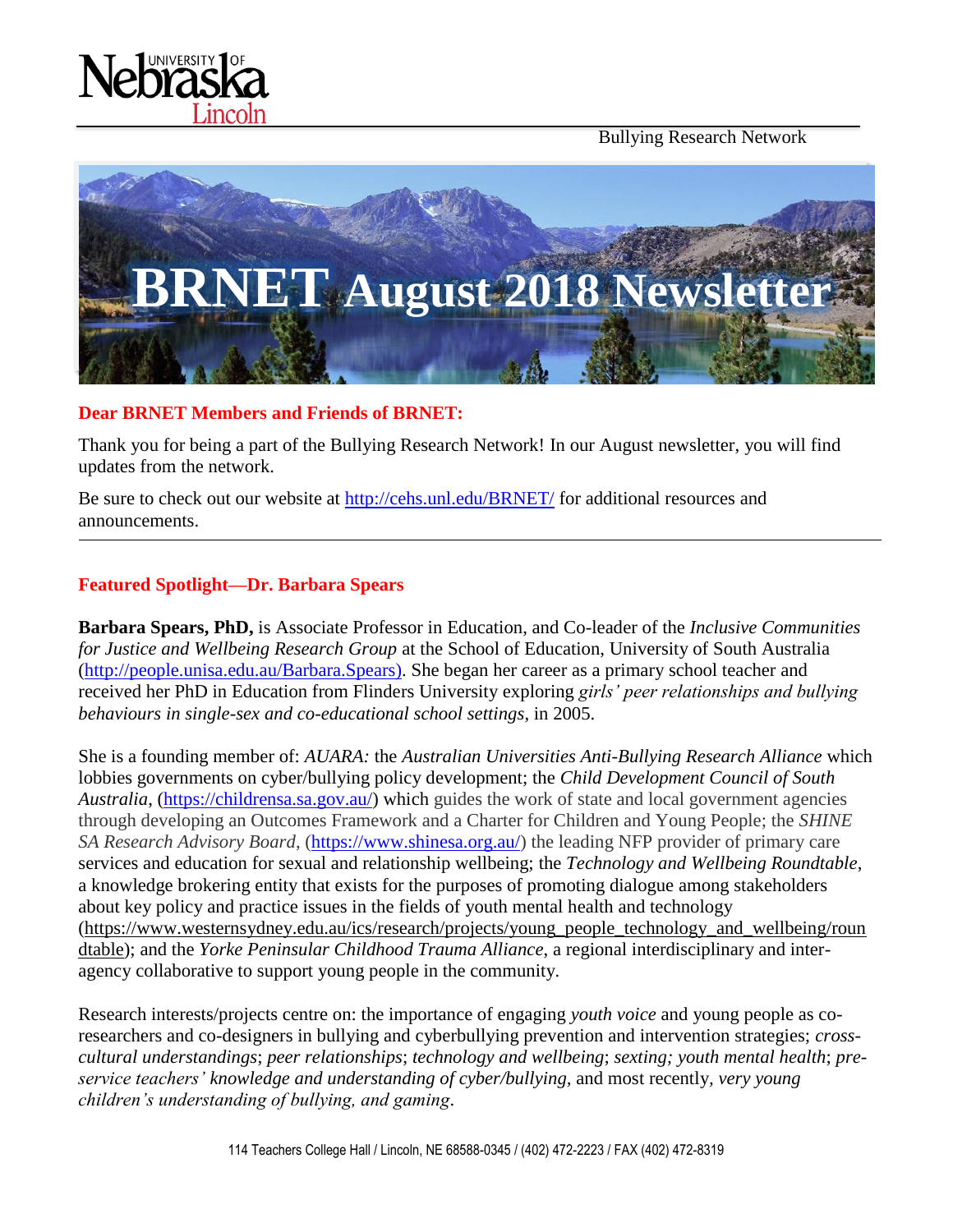Bullying Research Network

# BRNET August 2018 Newsletter

**Dear BRNET Members and Friends of BRNET:**

Thank you for being a part of the Bullying Research Network! In our August newsletter, you will find updates from the network.

Be sure to check out our website at http://cehs.unl.edu/BRNET/ for additional resources and announcements.

---

## Featured Spotlight—Dr. Barbara Spears

**Barbara Spears, PhD,** is Associate Professor in Education, and Co-leader of the *Inclusive Communities for Justice and Wellbeing Research Group* at the School of Education, University of South Australia (http://people.unisa.edu.au/Barbara.Spears). She began her career as a primary school teacher and received her PhD in Education from Flinders University exploring *girls' peer relationships and bullying behaviours in single-sex and co-educational school settings*, in 2005.

She is a founding member of: *AUARA:* the *Australian Universities Anti-Bullying Research Alliance* which lobbies governments on cyber/bullying policy development; the *Child Development Council of South Australia*, (https://childrensa.sa.gov.au/) which guides the work of state and local government agencies through developing an Outcomes Framework and a Charter for Children and Young People; the *SHINE SA Research Advisory Board*, (https://www.shinesa.org.au/) the leading NFP provider of primary care services and education for sexual and relationship wellbeing; the *Technology and Wellbeing Roundtable*, a knowledge brokering entity that exists for the purposes of promoting dialogue among stakeholders about key policy and practice issues in the fields of youth mental health and technology (https://www.westernsydney.edu.au/ics/research/projects/young_people_technology_and_wellbeing/roundtable); and the *Yorke Peninsular Childhood Trauma Alliance*, a regional interdisciplinary and inter-agency collaborative to support young people in the community.

Research interests/projects centre on: the importance of engaging *youth voice* and young people as co-researchers and co-designers in bullying and cyberbullying prevention and intervention strategies; *cross-cultural understandings*; *peer relationships*; *technology and wellbeing*; *sexting; youth mental health*; *pre-service teachers' knowledge and understanding of cyber/bullying*, and most recently, *very young children's understanding of bullying, and gaming*.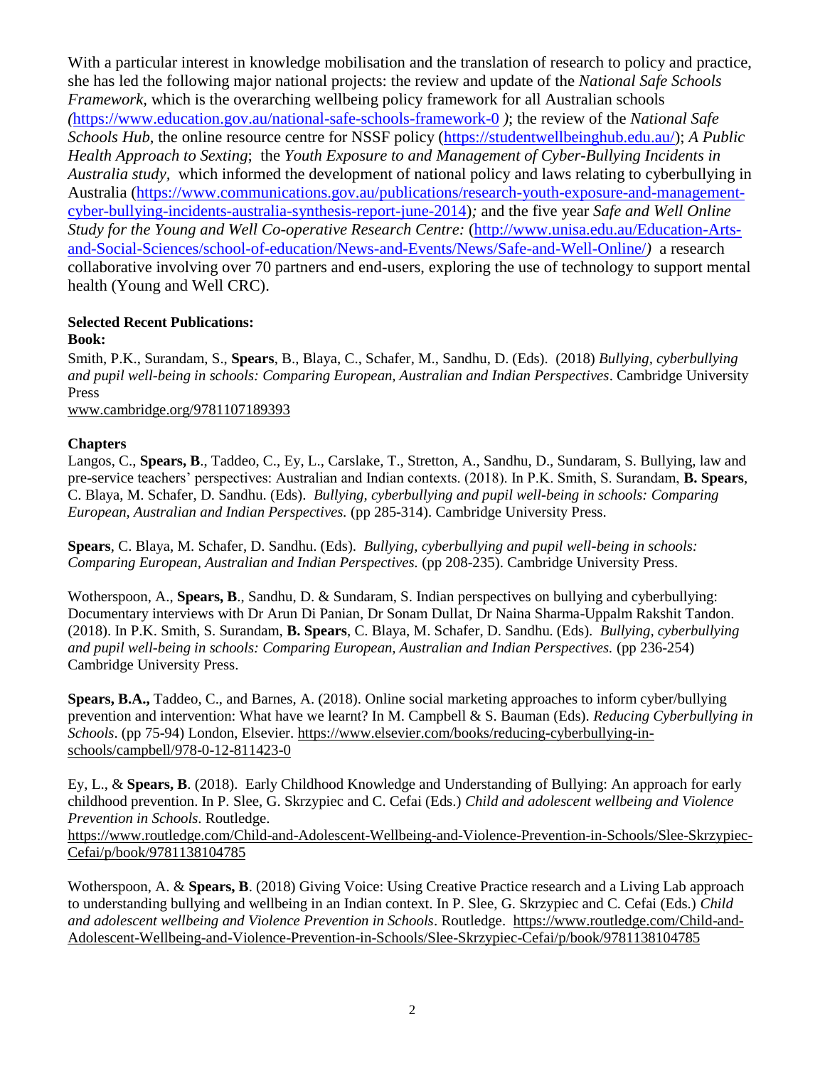With a particular interest in knowledge mobilisation and the translation of research to policy and practice, she has led the following major national projects: the review and update of the *National Safe Schools Framework*, which is the overarching wellbeing policy framework for all Australian schools *(*https://www.education.gov.au/national-safe-schools-framework-0 *)*; the review of the *National Safe Schools Hub*, the online resource centre for NSSF policy (https://studentwellbeinghub.edu.au/); *A Public Health Approach to Sexting*; the *Youth Exposure to and Management of Cyber-Bullying Incidents in Australia study*, which informed the development of national policy and laws relating to cyberbullying in Australia (https://www.communications.gov.au/publications/research-youth-exposure-and-management-cyber-bullying-incidents-australia-synthesis-report-june-2014)*;* and the five year *Safe and Well Online Study for the Young and Well Co-operative Research Centre:* (http://www.unisa.edu.au/Education-Arts-and-Social-Sciences/school-of-education/News-and-Events/News/Safe-and-Well-Online/*)* a research collaborative involving over 70 partners and end-users, exploring the use of technology to support mental health (Young and Well CRC).

**Selected Recent Publications:**

**Book:**

Smith, P.K., Surandam, S., **Spears**, B., Blaya, C., Schafer, M., Sandhu, D. (Eds). (2018) *Bullying, cyberbullying and pupil well-being in schools: Comparing European, Australian and Indian Perspectives*. Cambridge University Press
www.cambridge.org/9781107189393

**Chapters**

Langos, C., **Spears, B**., Taddeo, C., Ey, L., Carslake, T., Stretton, A., Sandhu, D., Sundaram, S. Bullying, law and pre-service teachers' perspectives: Australian and Indian contexts. (2018). In P.K. Smith, S. Surandam, **B. Spears**, C. Blaya, M. Schafer, D. Sandhu. (Eds). *Bullying, cyberbullying and pupil well-being in schools: Comparing European, Australian and Indian Perspectives.* (pp 285-314). Cambridge University Press.

**Spears**, C. Blaya, M. Schafer, D. Sandhu. (Eds). *Bullying, cyberbullying and pupil well-being in schools: Comparing European, Australian and Indian Perspectives.* (pp 208-235). Cambridge University Press.

Wotherspoon, A., **Spears, B**., Sandhu, D. & Sundaram, S. Indian perspectives on bullying and cyberbullying: Documentary interviews with Dr Arun Di Panian, Dr Sonam Dullat, Dr Naina Sharma-Uppalm Rakshit Tandon. (2018). In P.K. Smith, S. Surandam, **B. Spears**, C. Blaya, M. Schafer, D. Sandhu. (Eds). *Bullying, cyberbullying and pupil well-being in schools: Comparing European, Australian and Indian Perspectives.* (pp 236-254) Cambridge University Press.

**Spears, B.A.,** Taddeo, C., and Barnes, A. (2018). Online social marketing approaches to inform cyber/bullying prevention and intervention: What have we learnt? In M. Campbell & S. Bauman (Eds). *Reducing Cyberbullying in Schools*. (pp 75-94) London, Elsevier. https://www.elsevier.com/books/reducing-cyberbullying-in-schools/campbell/978-0-12-811423-0

Ey, L., & **Spears, B**. (2018). Early Childhood Knowledge and Understanding of Bullying: An approach for early childhood prevention. In P. Slee, G. Skrzypiec and C. Cefai (Eds.) *Child and adolescent wellbeing and Violence Prevention in Schools*. Routledge.
https://www.routledge.com/Child-and-Adolescent-Wellbeing-and-Violence-Prevention-in-Schools/Slee-Skrzypiec-Cefai/p/book/9781138104785

Wotherspoon, A. & **Spears, B**. (2018) Giving Voice: Using Creative Practice research and a Living Lab approach to understanding bullying and wellbeing in an Indian context. In P. Slee, G. Skrzypiec and C. Cefai (Eds.) *Child and adolescent wellbeing and Violence Prevention in Schools*. Routledge. https://www.routledge.com/Child-and-Adolescent-Wellbeing-and-Violence-Prevention-in-Schools/Slee-Skrzypiec-Cefai/p/book/9781138104785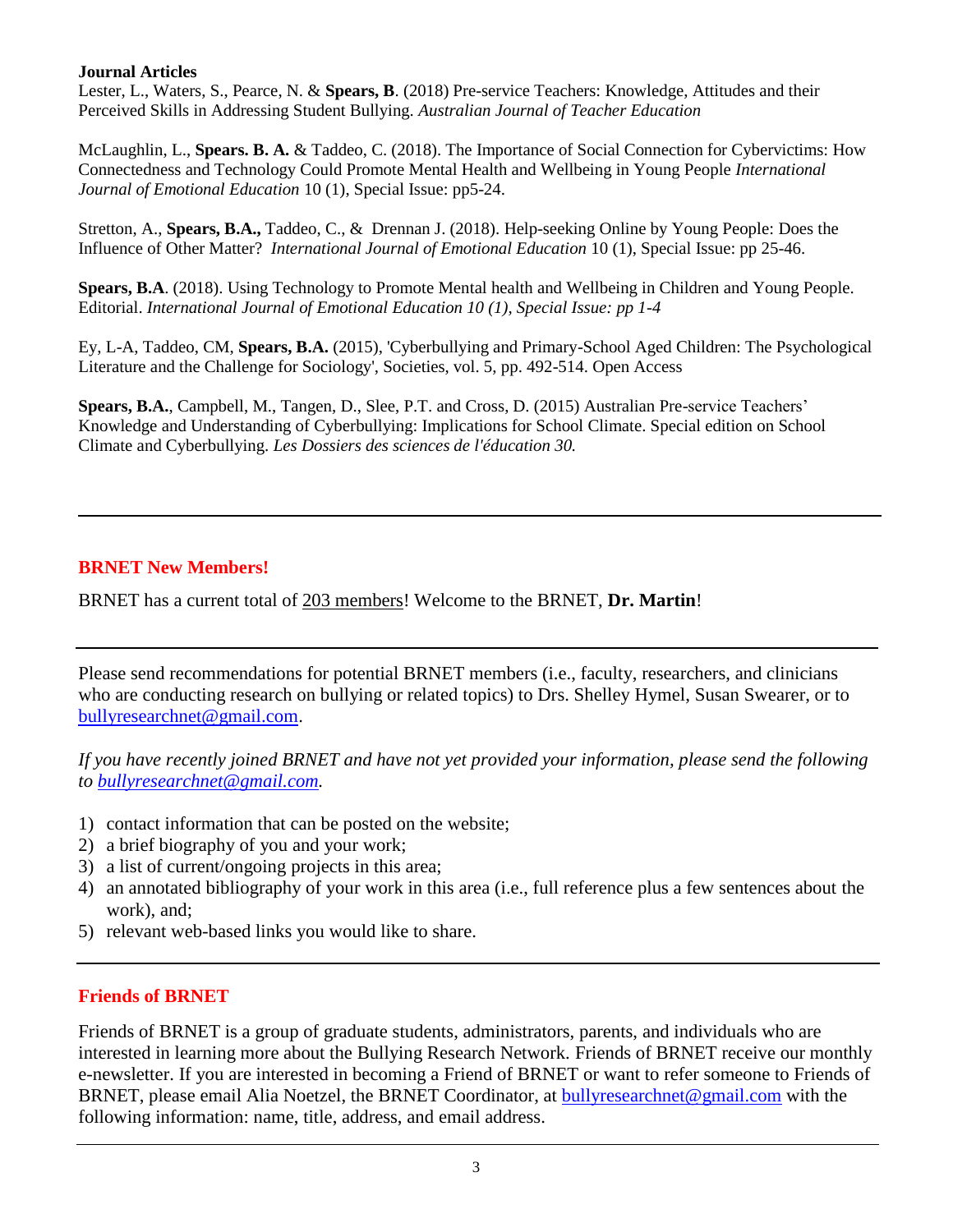**Journal Articles**

Lester, L., Waters, S., Pearce, N. & **Spears, B**. (2018) Pre-service Teachers: Knowledge, Attitudes and their Perceived Skills in Addressing Student Bullying. *Australian Journal of Teacher Education*

McLaughlin, L., **Spears. B. A.** & Taddeo, C. (2018). The Importance of Social Connection for Cybervictims: How Connectedness and Technology Could Promote Mental Health and Wellbeing in Young People *International Journal of Emotional Education* 10 (1), Special Issue: pp5-24.

Stretton, A., **Spears, B.A.,** Taddeo, C., & Drennan J. (2018). Help-seeking Online by Young People: Does the Influence of Other Matter? *International Journal of Emotional Education* 10 (1), Special Issue: pp 25-46.

**Spears, B.A**. (2018). Using Technology to Promote Mental health and Wellbeing in Children and Young People. Editorial. *International Journal of Emotional Education 10 (1), Special Issue: pp 1-4*

Ey, L-A, Taddeo, CM, **Spears, B.A.** (2015), 'Cyberbullying and Primary-School Aged Children: The Psychological Literature and the Challenge for Sociology', Societies, vol. 5, pp. 492-514. Open Access

**Spears, B.A.**, Campbell, M., Tangen, D., Slee, P.T. and Cross, D. (2015) Australian Pre-service Teachers' Knowledge and Understanding of Cyberbullying: Implications for School Climate. Special edition on School Climate and Cyberbullying. *Les Dossiers des sciences de l'éducation 30.*

---

## BRNET New Members!

BRNET has a current total of 203 members! Welcome to the BRNET, **Dr. Martin**!

---

Please send recommendations for potential BRNET members (i.e., faculty, researchers, and clinicians who are conducting research on bullying or related topics) to Drs. Shelley Hymel, Susan Swearer, or to bullyresearchnet@gmail.com.

*If you have recently joined BRNET and have not yet provided your information, please send the following to bullyresearchnet@gmail.com.*

1) contact information that can be posted on the website;
2) a brief biography of you and your work;
3) a list of current/ongoing projects in this area;
4) an annotated bibliography of your work in this area (i.e., full reference plus a few sentences about the work), and;
5) relevant web-based links you would like to share.

---

## Friends of BRNET

Friends of BRNET is a group of graduate students, administrators, parents, and individuals who are interested in learning more about the Bullying Research Network. Friends of BRNET receive our monthly e-newsletter. If you are interested in becoming a Friend of BRNET or want to refer someone to Friends of BRNET, please email Alia Noetzel, the BRNET Coordinator, at bullyresearchnet@gmail.com with the following information: name, title, address, and email address.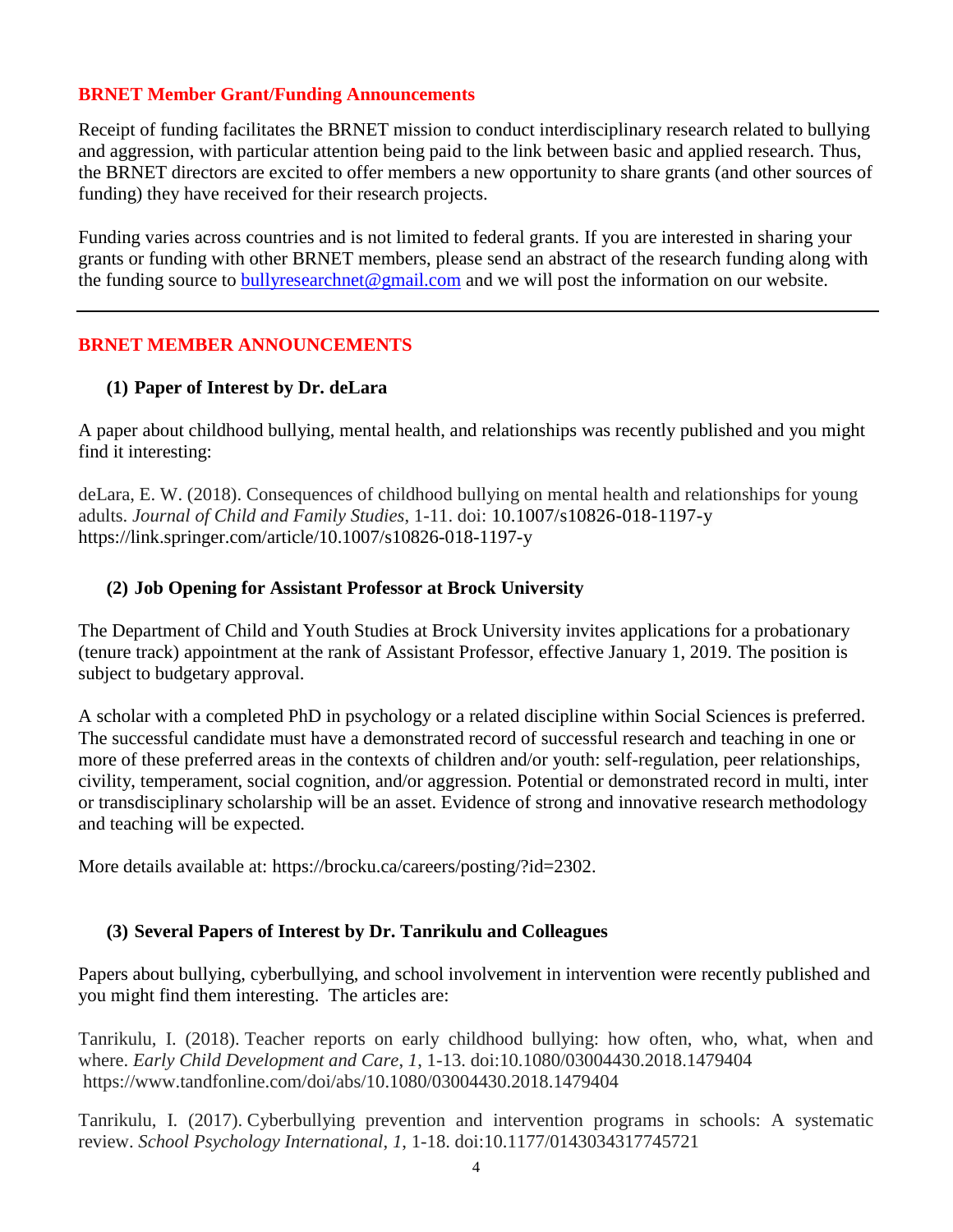## BRNET Member Grant/Funding Announcements

Receipt of funding facilitates the BRNET mission to conduct interdisciplinary research related to bullying and aggression, with particular attention being paid to the link between basic and applied research. Thus, the BRNET directors are excited to offer members a new opportunity to share grants (and other sources of funding) they have received for their research projects.

Funding varies across countries and is not limited to federal grants. If you are interested in sharing your grants or funding with other BRNET members, please send an abstract of the research funding along with the funding source to bullyresearchnet@gmail.com and we will post the information on our website.

---

## BRNET MEMBER ANNOUNCEMENTS

### (1) Paper of Interest by Dr. deLara

A paper about childhood bullying, mental health, and relationships was recently published and you might find it interesting:

deLara, E. W. (2018). Consequences of childhood bullying on mental health and relationships for young adults. *Journal of Child and Family Studies*, 1-11. doi: 10.1007/s10826-018-1197-y
https://link.springer.com/article/10.1007/s10826-018-1197-y

### (2) Job Opening for Assistant Professor at Brock University

The Department of Child and Youth Studies at Brock University invites applications for a probationary (tenure track) appointment at the rank of Assistant Professor, effective January 1, 2019. The position is subject to budgetary approval.

A scholar with a completed PhD in psychology or a related discipline within Social Sciences is preferred. The successful candidate must have a demonstrated record of successful research and teaching in one or more of these preferred areas in the contexts of children and/or youth: self-regulation, peer relationships, civility, temperament, social cognition, and/or aggression. Potential or demonstrated record in multi, inter or transdisciplinary scholarship will be an asset. Evidence of strong and innovative research methodology and teaching will be expected.

More details available at: https://brocku.ca/careers/posting/?id=2302.

### (3) Several Papers of Interest by Dr. Tanrikulu and Colleagues

Papers about bullying, cyberbullying, and school involvement in intervention were recently published and you might find them interesting. The articles are:

Tanrikulu, I. (2018). Teacher reports on early childhood bullying: how often, who, what, when and where. *Early Child Development and Care*, *1*, 1-13. doi:10.1080/03004430.2018.1479404
https://www.tandfonline.com/doi/abs/10.1080/03004430.2018.1479404

Tanrikulu, I. (2017). Cyberbullying prevention and intervention programs in schools: A systematic review. *School Psychology International*, *1*, 1-18. doi:10.1177/0143034317745721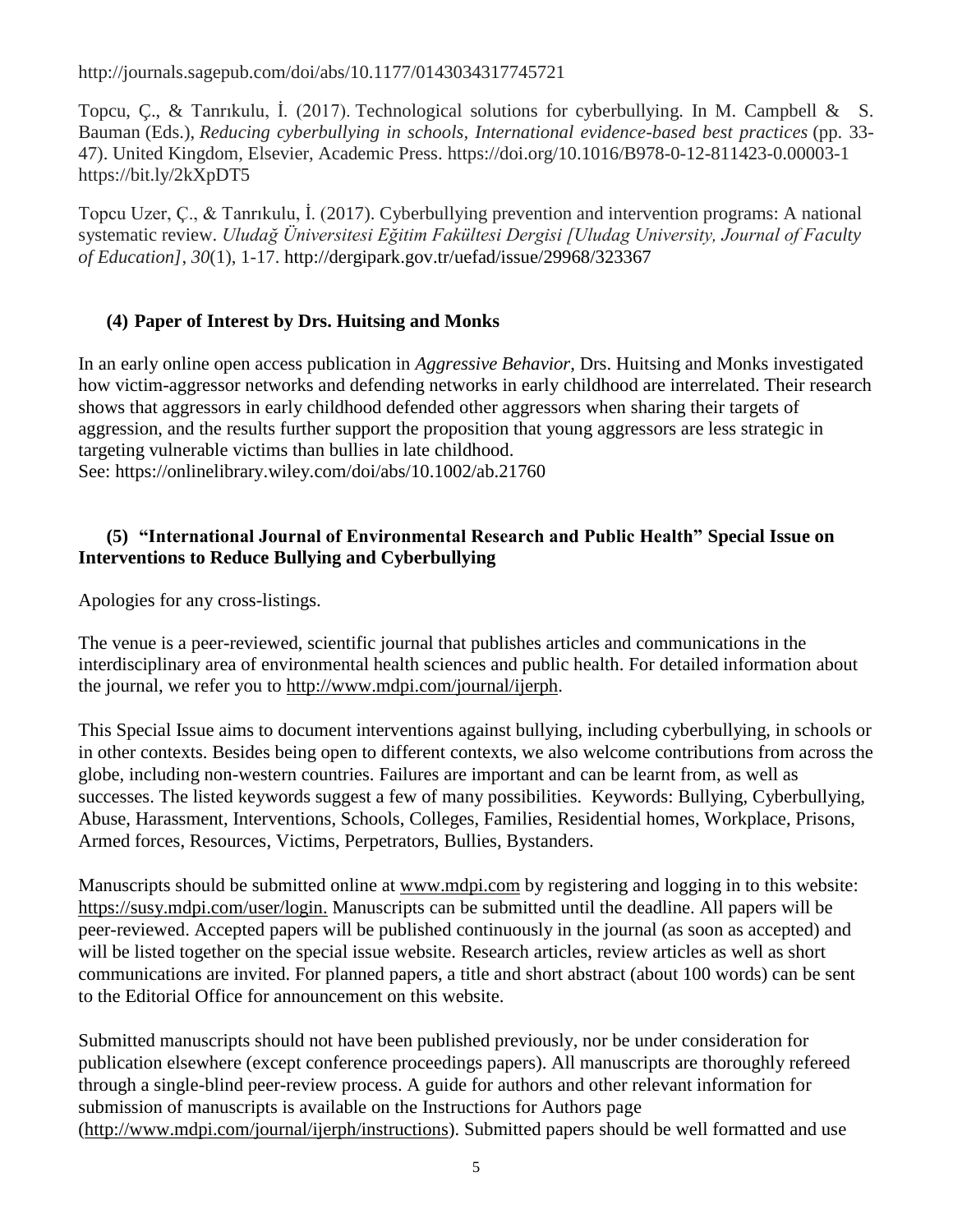http://journals.sagepub.com/doi/abs/10.1177/0143034317745721

Topcu, Ç., & Tanrıkulu, İ. (2017). Technological solutions for cyberbullying. In M. Campbell & S. Bauman (Eds.), *Reducing cyberbullying in schools, International evidence-based best practices* (pp. 33-47). United Kingdom, Elsevier, Academic Press. https://doi.org/10.1016/B978-0-12-811423-0.00003-1 https://bit.ly/2kXpDT5

Topcu Uzer, Ç., & Tanrıkulu, İ. (2017). Cyberbullying prevention and intervention programs: A national systematic review. *Uludağ Üniversitesi Eğitim Fakültesi Dergisi [Uludag University, Journal of Faculty of Education]*, *30*(1), 1-17. http://dergipark.gov.tr/uefad/issue/29968/323367

## (4) Paper of Interest by Drs. Huitsing and Monks

In an early online open access publication in *Aggressive Behavior*, Drs. Huitsing and Monks investigated how victim-aggressor networks and defending networks in early childhood are interrelated. Their research shows that aggressors in early childhood defended other aggressors when sharing their targets of aggression, and the results further support the proposition that young aggressors are less strategic in targeting vulnerable victims than bullies in late childhood.
See: https://onlinelibrary.wiley.com/doi/abs/10.1002/ab.21760

## (5) "International Journal of Environmental Research and Public Health" Special Issue on Interventions to Reduce Bullying and Cyberbullying

Apologies for any cross-listings.

The venue is a peer-reviewed, scientific journal that publishes articles and communications in the interdisciplinary area of environmental health sciences and public health. For detailed information about the journal, we refer you to http://www.mdpi.com/journal/ijerph.

This Special Issue aims to document interventions against bullying, including cyberbullying, in schools or in other contexts. Besides being open to different contexts, we also welcome contributions from across the globe, including non-western countries. Failures are important and can be learnt from, as well as successes. The listed keywords suggest a few of many possibilities. Keywords: Bullying, Cyberbullying, Abuse, Harassment, Interventions, Schools, Colleges, Families, Residential homes, Workplace, Prisons, Armed forces, Resources, Victims, Perpetrators, Bullies, Bystanders.

Manuscripts should be submitted online at www.mdpi.com by registering and logging in to this website: https://susy.mdpi.com/user/login. Manuscripts can be submitted until the deadline. All papers will be peer-reviewed. Accepted papers will be published continuously in the journal (as soon as accepted) and will be listed together on the special issue website. Research articles, review articles as well as short communications are invited. For planned papers, a title and short abstract (about 100 words) can be sent to the Editorial Office for announcement on this website.

Submitted manuscripts should not have been published previously, nor be under consideration for publication elsewhere (except conference proceedings papers). All manuscripts are thoroughly refereed through a single-blind peer-review process. A guide for authors and other relevant information for submission of manuscripts is available on the Instructions for Authors page (http://www.mdpi.com/journal/ijerph/instructions). Submitted papers should be well formatted and use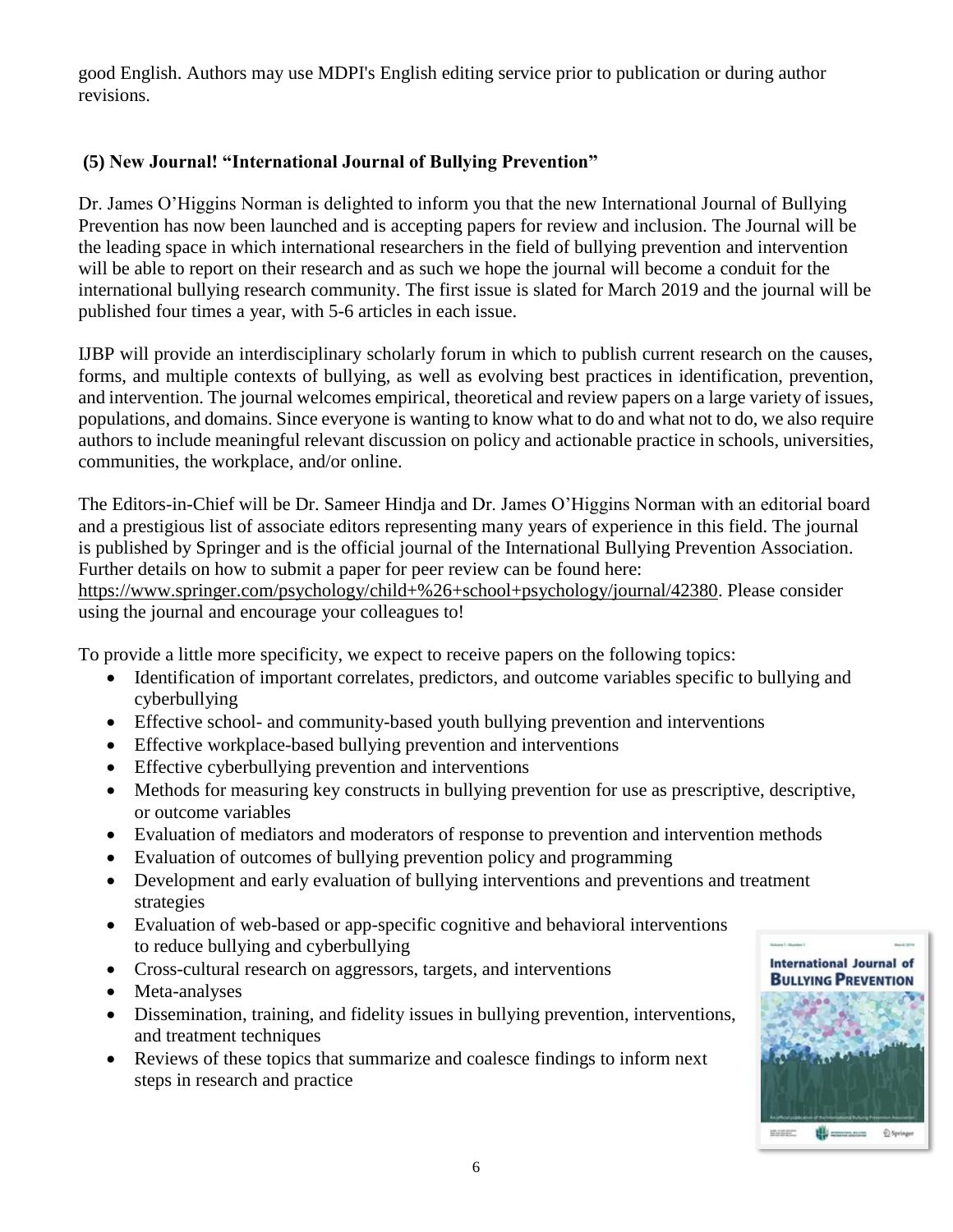good English. Authors may use MDPI's English editing service prior to publication or during author revisions.

### (5) New Journal! "International Journal of Bullying Prevention"

Dr. James O'Higgins Norman is delighted to inform you that the new International Journal of Bullying Prevention has now been launched and is accepting papers for review and inclusion. The Journal will be the leading space in which international researchers in the field of bullying prevention and intervention will be able to report on their research and as such we hope the journal will become a conduit for the international bullying research community. The first issue is slated for March 2019 and the journal will be published four times a year, with 5-6 articles in each issue.

IJBP will provide an interdisciplinary scholarly forum in which to publish current research on the causes, forms, and multiple contexts of bullying, as well as evolving best practices in identification, prevention, and intervention. The journal welcomes empirical, theoretical and review papers on a large variety of issues, populations, and domains. Since everyone is wanting to know what to do and what not to do, we also require authors to include meaningful relevant discussion on policy and actionable practice in schools, universities, communities, the workplace, and/or online.

The Editors-in-Chief will be Dr. Sameer Hindja and Dr. James O'Higgins Norman with an editorial board and a prestigious list of associate editors representing many years of experience in this field. The journal is published by Springer and is the official journal of the International Bullying Prevention Association. Further details on how to submit a paper for peer review can be found here: https://www.springer.com/psychology/child+%26+school+psychology/journal/42380. Please consider using the journal and encourage your colleagues to!

To provide a little more specificity, we expect to receive papers on the following topics:

- Identification of important correlates, predictors, and outcome variables specific to bullying and cyberbullying
- Effective school- and community-based youth bullying prevention and interventions
- Effective workplace-based bullying prevention and interventions
- Effective cyberbullying prevention and interventions
- Methods for measuring key constructs in bullying prevention for use as prescriptive, descriptive, or outcome variables
- Evaluation of mediators and moderators of response to prevention and intervention methods
- Evaluation of outcomes of bullying prevention policy and programming
- Development and early evaluation of bullying interventions and preventions and treatment strategies
- Evaluation of web-based or app-specific cognitive and behavioral interventions to reduce bullying and cyberbullying
- Cross-cultural research on aggressors, targets, and interventions
- Meta-analyses
- Dissemination, training, and fidelity issues in bullying prevention, interventions, and treatment techniques
- Reviews of these topics that summarize and coalesce findings to inform next steps in research and practice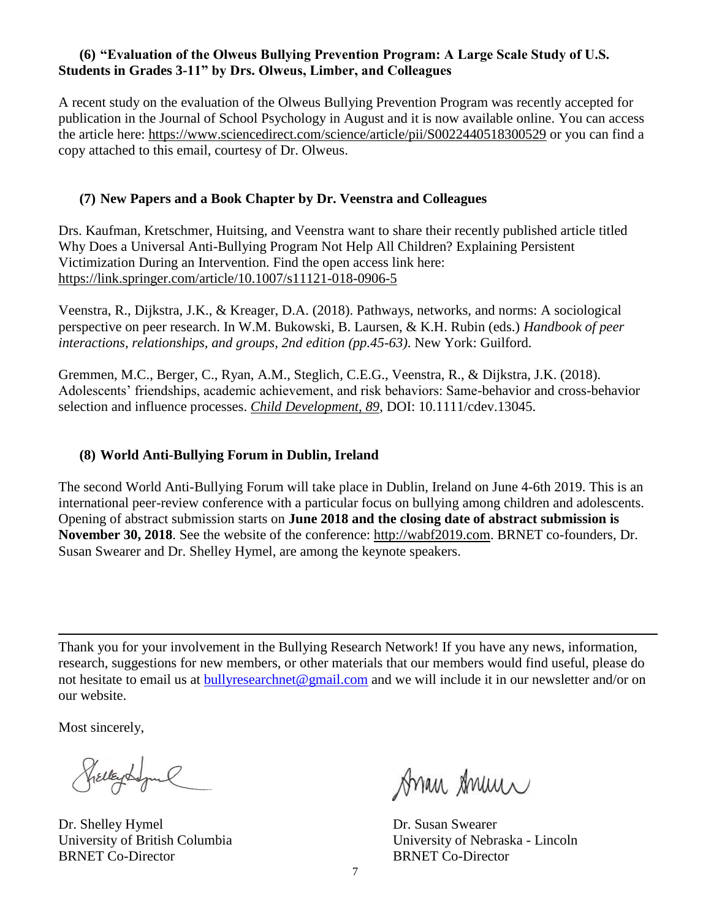### (6) "Evaluation of the Olweus Bullying Prevention Program: A Large Scale Study of U.S. Students in Grades 3-11" by Drs. Olweus, Limber, and Colleagues

A recent study on the evaluation of the Olweus Bullying Prevention Program was recently accepted for publication in the Journal of School Psychology in August and it is now available online. You can access the article here: https://www.sciencedirect.com/science/article/pii/S0022440518300529 or you can find a copy attached to this email, courtesy of Dr. Olweus.

### (7) New Papers and a Book Chapter by Dr. Veenstra and Colleagues

Drs. Kaufman, Kretschmer, Huitsing, and Veenstra want to share their recently published article titled Why Does a Universal Anti-Bullying Program Not Help All Children? Explaining Persistent Victimization During an Intervention. Find the open access link here: https://link.springer.com/article/10.1007/s11121-018-0906-5

Veenstra, R., Dijkstra, J.K., & Kreager, D.A. (2018). Pathways, networks, and norms: A sociological perspective on peer research. In W.M. Bukowski, B. Laursen, & K.H. Rubin (eds.) *Handbook of peer interactions, relationships, and groups, 2nd edition (pp.45-63)*. New York: Guilford.

Gremmen, M.C., Berger, C., Ryan, A.M., Steglich, C.E.G., Veenstra, R., & Dijkstra, J.K. (2018). Adolescents' friendships, academic achievement, and risk behaviors: Same-behavior and cross-behavior selection and influence processes. *Child Development, 89*, DOI: 10.1111/cdev.13045.

### (8) World Anti-Bullying Forum in Dublin, Ireland

The second World Anti-Bullying Forum will take place in Dublin, Ireland on June 4-6th 2019. This is an international peer-review conference with a particular focus on bullying among children and adolescents. Opening of abstract submission starts on **June 2018 and the closing date of abstract submission is November 30, 2018**. See the website of the conference: http://wabf2019.com. BRNET co-founders, Dr. Susan Swearer and Dr. Shelley Hymel, are among the keynote speakers.

---

Thank you for your involvement in the Bullying Research Network! If you have any news, information, research, suggestions for new members, or other materials that our members would find useful, please do not hesitate to email us at bullyresearchnet@gmail.com and we will include it in our newsletter and/or on our website.

Most sincerely,

Dr. Shelley Hymel
University of British Columbia
BRNET Co-Director

Dr. Susan Swearer
University of Nebraska - Lincoln
BRNET Co-Director